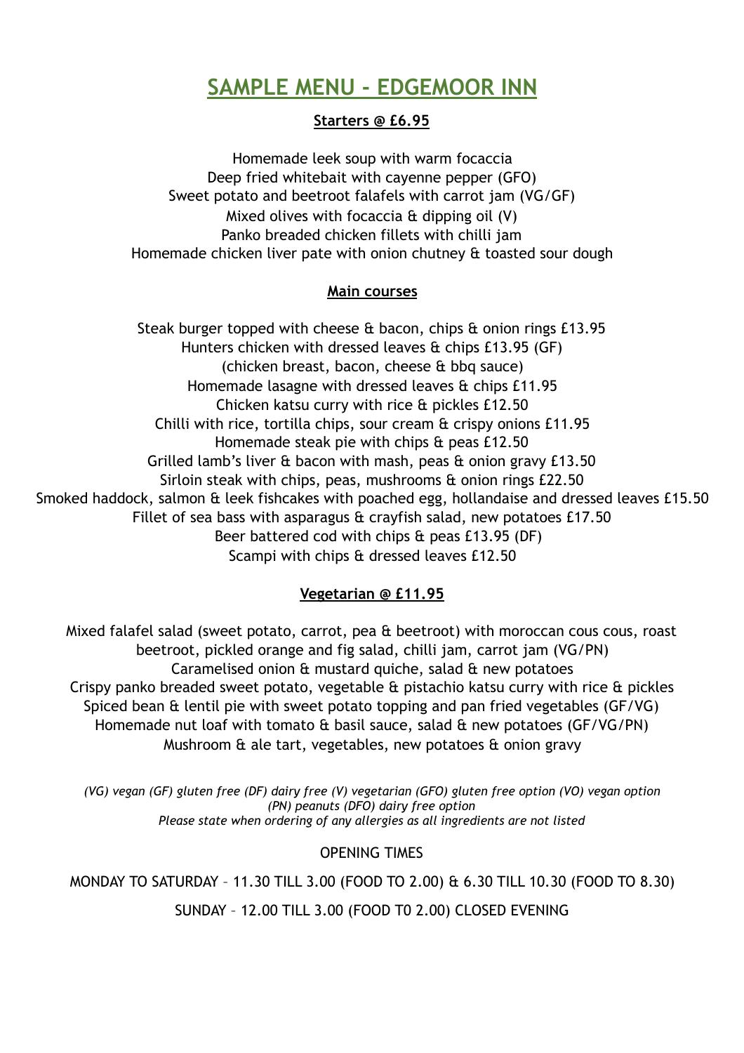# SAMPLE MENU - EDGEMOOR INN

## Starters @ £6.95

Homemade leek soup with warm focaccia
Deep fried whitebait with cayenne pepper (GFO)
Sweet potato and beetroot falafels with carrot jam (VG/GF)
Mixed olives with focaccia & dipping oil (V)
Panko breaded chicken fillets with chilli jam
Homemade chicken liver pate with onion chutney & toasted sour dough

## Main courses

Steak burger topped with cheese & bacon, chips & onion rings £13.95
Hunters chicken with dressed leaves & chips £13.95 (GF)
(chicken breast, bacon, cheese & bbq sauce)
Homemade lasagne with dressed leaves & chips £11.95
Chicken katsu curry with rice & pickles £12.50
Chilli with rice, tortilla chips, sour cream & crispy onions £11.95
Homemade steak pie with chips & peas £12.50
Grilled lamb's liver & bacon with mash, peas & onion gravy £13.50
Sirloin steak with chips, peas, mushrooms & onion rings £22.50
Smoked haddock, salmon & leek fishcakes with poached egg, hollandaise and dressed leaves £15.50
Fillet of sea bass with asparagus & crayfish salad, new potatoes £17.50
Beer battered cod with chips & peas £13.95 (DF)
Scampi with chips & dressed leaves £12.50

## Vegetarian @ £11.95

Mixed falafel salad (sweet potato, carrot, pea & beetroot) with moroccan cous cous, roast beetroot, pickled orange and fig salad, chilli jam, carrot jam (VG/PN)
Caramelised onion & mustard quiche, salad & new potatoes
Crispy panko breaded sweet potato, vegetable & pistachio katsu curry with rice & pickles
Spiced bean & lentil pie with sweet potato topping and pan fried vegetables (GF/VG)
Homemade nut loaf with tomato & basil sauce, salad & new potatoes (GF/VG/PN)
Mushroom & ale tart, vegetables, new potatoes & onion gravy

*(VG) vegan (GF) gluten free (DF) dairy free (V) vegetarian (GFO) gluten free option (VO) vegan option (PN) peanuts (DFO) dairy free option*
*Please state when ordering of any allergies as all ingredients are not listed*

OPENING TIMES

MONDAY TO SATURDAY – 11.30 TILL 3.00 (FOOD TO 2.00) & 6.30 TILL 10.30 (FOOD TO 8.30)

SUNDAY – 12.00 TILL 3.00 (FOOD T0 2.00) CLOSED EVENING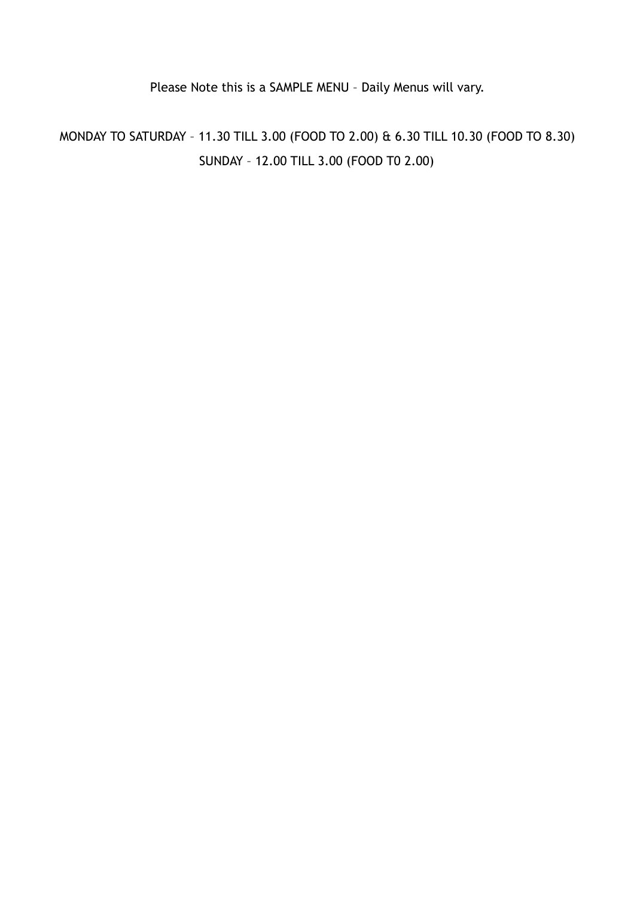Please Note this is a SAMPLE MENU – Daily Menus will vary.

MONDAY TO SATURDAY – 11.30 TILL 3.00 (FOOD TO 2.00) & 6.30 TILL 10.30 (FOOD TO 8.30)

SUNDAY – 12.00 TILL 3.00 (FOOD T0 2.00)